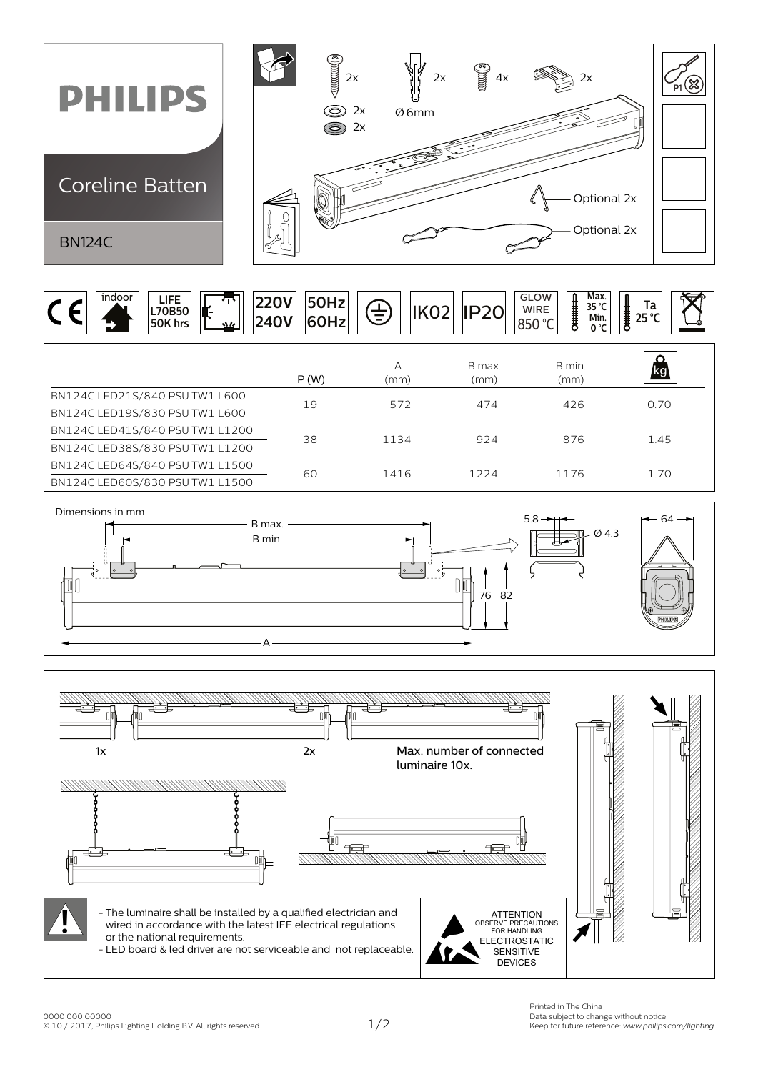# PHILIPS

## Coreline Batten

### BN124C

2x 2x 4x 2x

2x
2x

Ø 6mm

Optional 2x

Optional 2x

P1

indoor | LIFE L70B50 50K hrs | 220V 240V | 50Hz 60Hz | IK02 | IP20 | GLOW WIRE 850 °C | Max. 35 °C Min. 0 °C | Ta 25 °C

| | P (W) | A (mm) | B max. (mm) | B min. (mm) | kg |
|---|---|---|---|---|---|
| BN124C LED21S/840 PSU TW1 L600<br>BN124C LED19S/830 PSU TW1 L600 | 19 | 572 | 474 | 426 | 0.70 |
| BN124C LED41S/840 PSU TW1 L1200<br>BN124C LED38S/830 PSU TW1 L1200 | 38 | 1134 | 924 | 876 | 1.45 |
| BN124C LED64S/840 PSU TW1 L1500<br>BN124C LED60S/830 PSU TW1 L1500 | 60 | 1416 | 1224 | 1176 | 1.70 |

Dimensions in mm

B max.
B min.
A
76 82
5.8 Ø 4.3
64

1x 2x

Max. number of connected luminaire 10x.

- The luminaire shall be installed by a qualified electrician and wired in accordance with the latest IEE electrical regulations or the national requirements.
- LED board & led driver are not serviceable and not replaceable.

ATTENTION
OBSERVE PRECAUTIONS FOR HANDLING
ELECTROSTATIC SENSITIVE DEVICES

0000 000 00000
© 10 / 2017, Philips Lighting Holding B.V. All rights reserved

Printed in The China
Data subject to change without notice
Keep for future reference: *www.philips.com/lighting*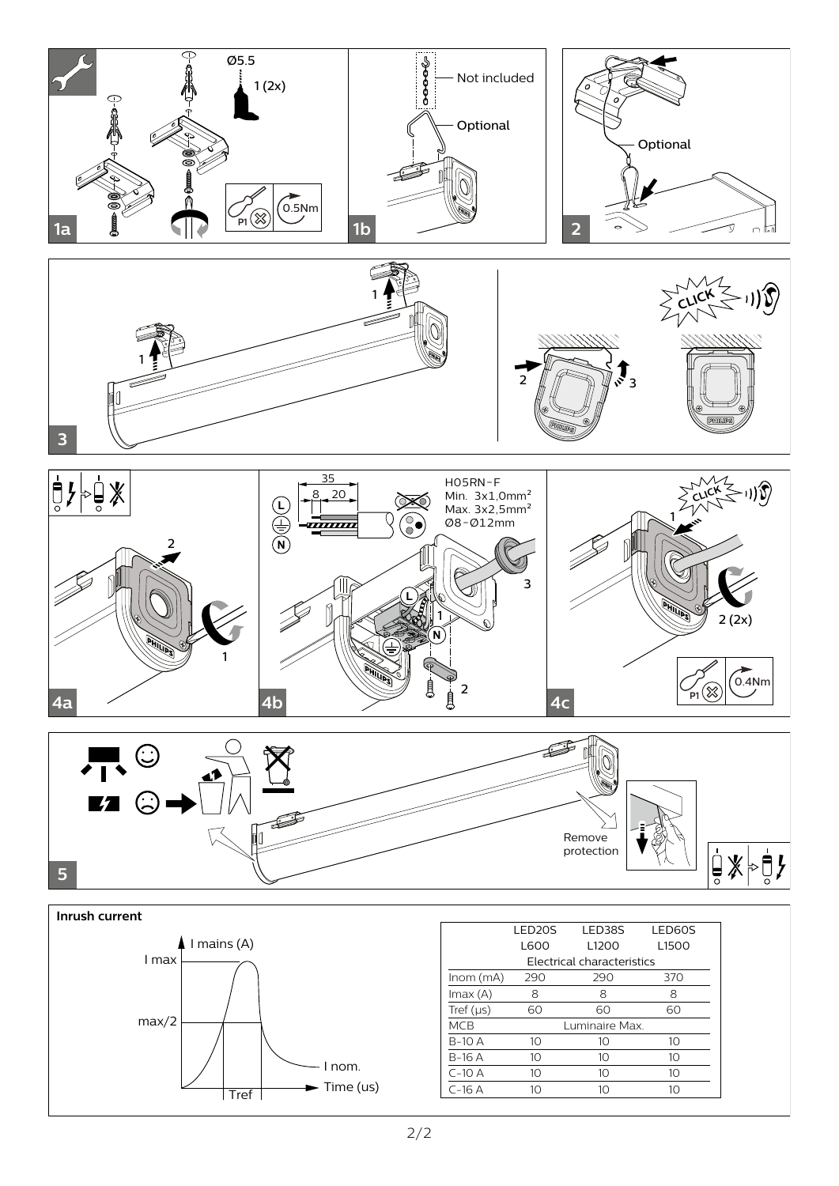1a

Ø5.5

1 (2x)

P1

0.5Nm

1b

Not included

Optional

2

Optional

3

1

1

2

3

CLICK

4a

2

1

4b

35

8

20

L

N

H05RN-F
Min. 3x1,0mm²
Max. 3x2,5mm²
Ø8-Ø12mm

L

N

1

2

3

4c

CLICK

1

2 (2x)

P1

0.4Nm

5

Remove protection

**Inrush current**

I mains (A)

I max

max/2

I nom.

Time (us)

Tref

| | LED20S L600 | LED38S L1200 | LED60S L1500 |
|---|---|---|---|
| | Electrical characteristics | | |
| Inom (mA) | 290 | 290 | 370 |
| Imax (A) | 8 | 8 | 8 |
| Tref (μs) | 60 | 60 | 60 |
| MCB | Luminaire Max. | | |
| B-10 A | 10 | 10 | 10 |
| B-16 A | 10 | 10 | 10 |
| C-10 A | 10 | 10 | 10 |
| C-16 A | 10 | 10 | 10 |